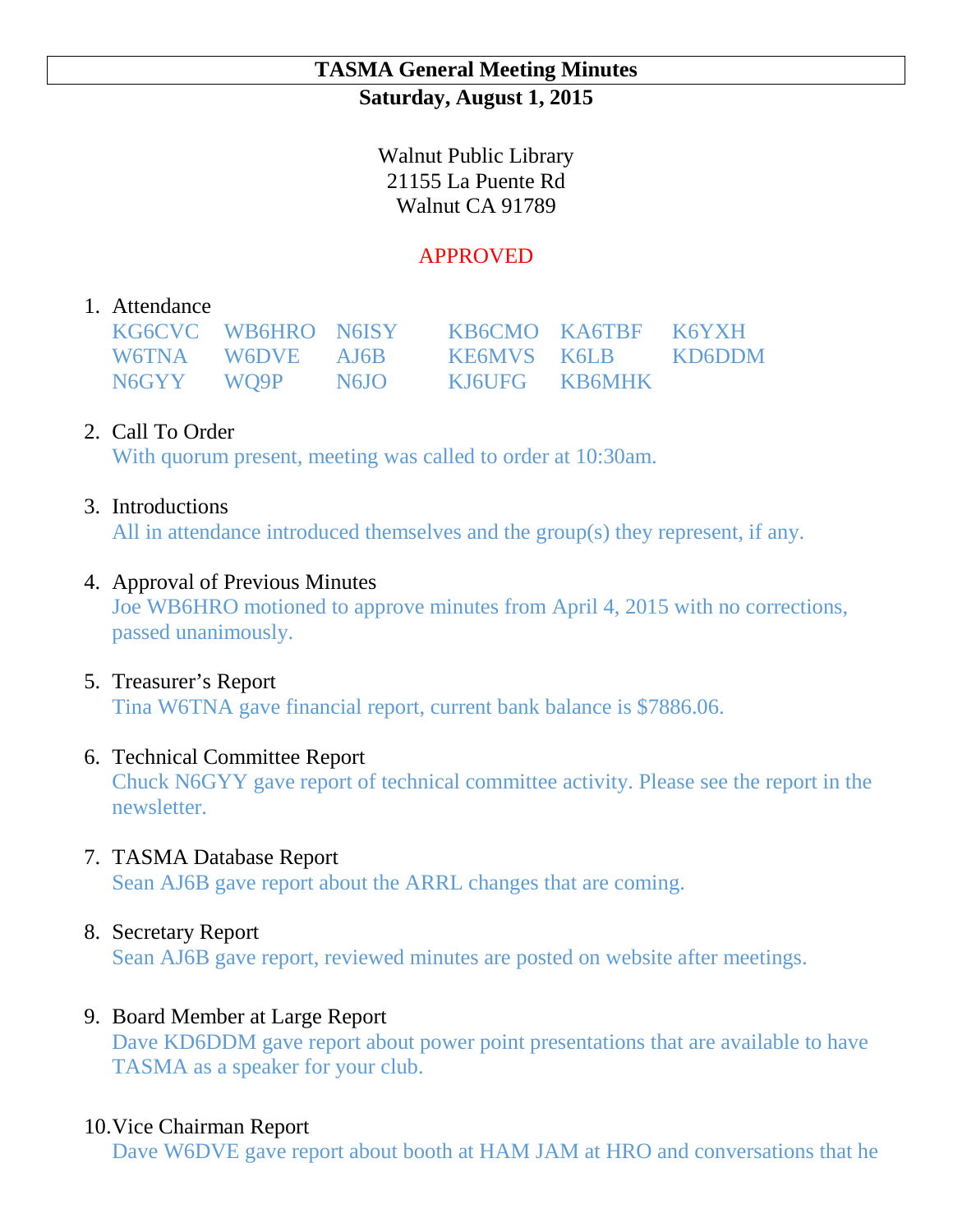# TASMA General Meeting Minutes

**Saturday, August 1, 2015**

Walnut Public Library
21155 La Puente Rd
Walnut CA 91789

APPROVED

1. Attendance

| | | | | | |
|---|---|---|---|---|---|
| KG6CVC | WB6HRO | N6ISY | KB6CMO | KA6TBF | K6YXH |
| W6TNA | W6DVE | AJ6B | KE6MVS | K6LB | KD6DDM |
| N6GYY | WQ9P | N6JO | KJ6UFG | KB6MHK | |

2. Call To Order
   With quorum present, meeting was called to order at 10:30am.

3. Introductions
   All in attendance introduced themselves and the group(s) they represent, if any.

4. Approval of Previous Minutes
   Joe WB6HRO motioned to approve minutes from April 4, 2015 with no corrections, passed unanimously.

5. Treasurer's Report
   Tina W6TNA gave financial report, current bank balance is $7886.06.

6. Technical Committee Report
   Chuck N6GYY gave report of technical committee activity. Please see the report in the newsletter.

7. TASMA Database Report
   Sean AJ6B gave report about the ARRL changes that are coming.

8. Secretary Report
   Sean AJ6B gave report, reviewed minutes are posted on website after meetings.

9. Board Member at Large Report
   Dave KD6DDM gave report about power point presentations that are available to have TASMA as a speaker for your club.

10. Vice Chairman Report
    Dave W6DVE gave report about booth at HAM JAM at HRO and conversations that he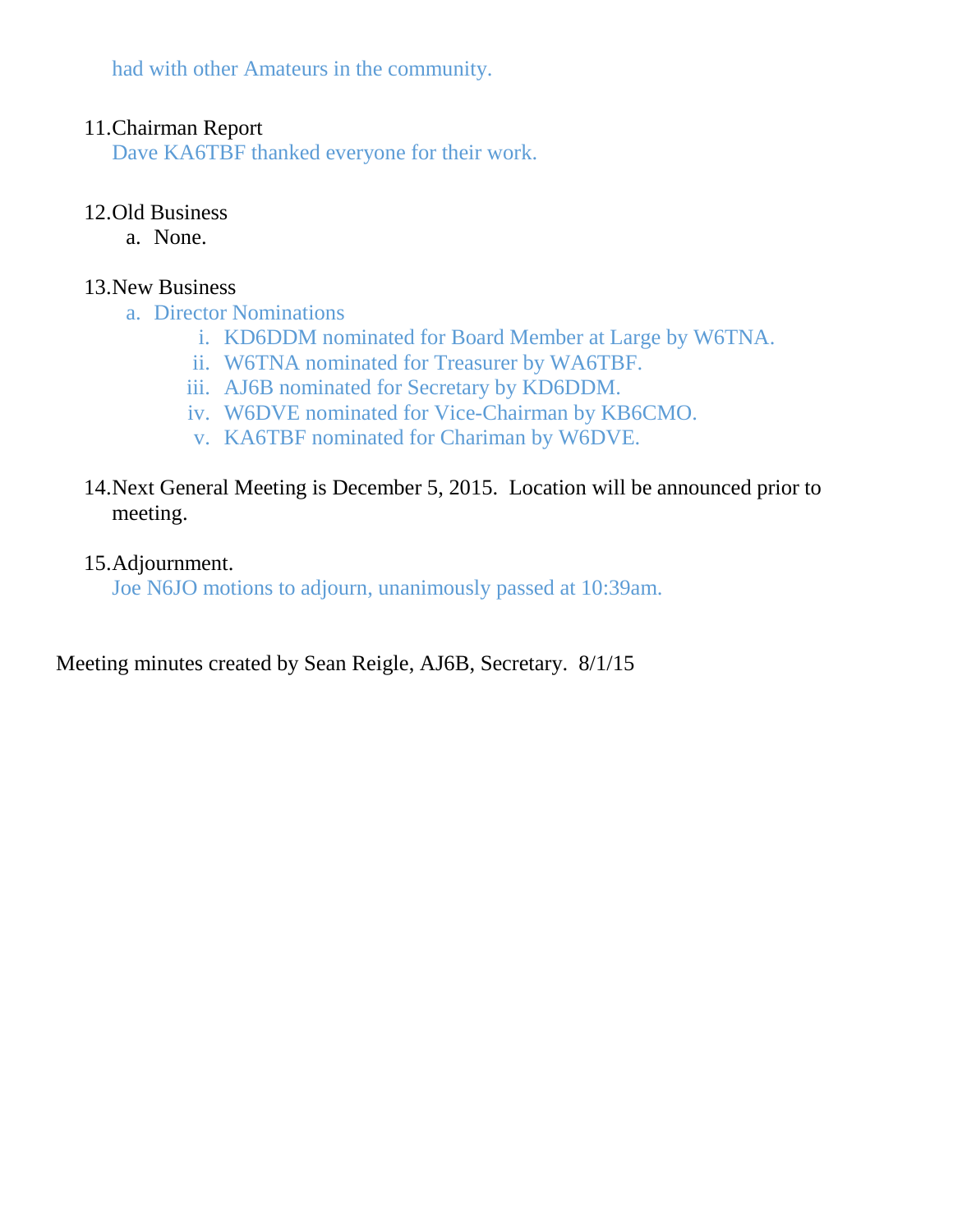had with other Amateurs in the community.

11. Chairman Report
    Dave KA6TBF thanked everyone for their work.

12. Old Business
    a. None.

13. New Business
    a. Director Nominations
        i. KD6DDM nominated for Board Member at Large by W6TNA.
        ii. W6TNA nominated for Treasurer by WA6TBF.
        iii. AJ6B nominated for Secretary by KD6DDM.
        iv. W6DVE nominated for Vice-Chairman by KB6CMO.
        v. KA6TBF nominated for Chariman by W6DVE.

14. Next General Meeting is December 5, 2015. Location will be announced prior to meeting.

15. Adjournment.
    Joe N6JO motions to adjourn, unanimously passed at 10:39am.

Meeting minutes created by Sean Reigle, AJ6B, Secretary. 8/1/15